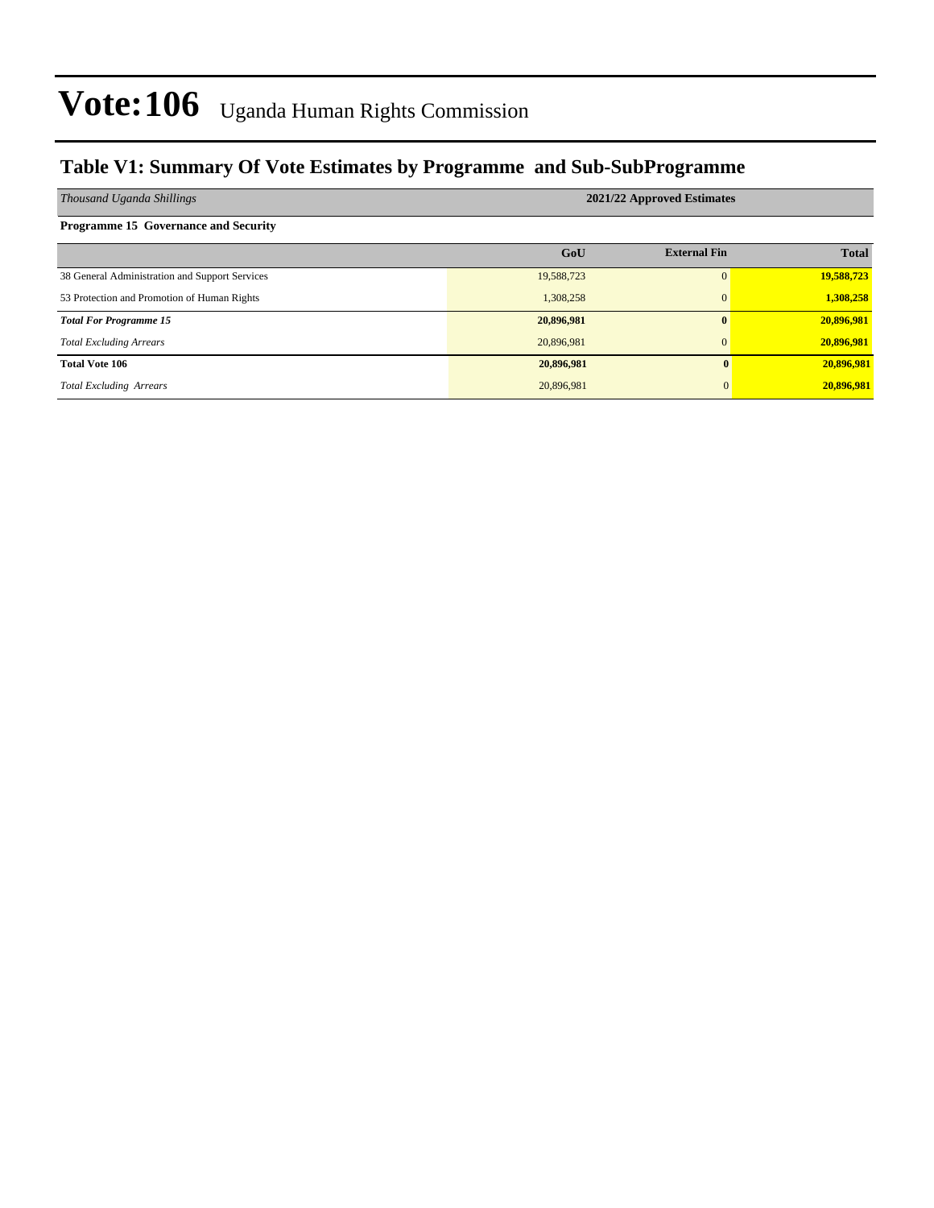# Vote:106 Uganda Human Rights Commission

## Table V1: Summary Of Vote Estimates by Programme and Sub-SubProgramme

| *Thousand Uganda Shillings* | 2021/22 Approved Estimates | | |
|---|---|---|---|
| **Programme 15 Governance and Security** | | | |
| | **GoU** | **External Fin** | **Total** |
| 38 General Administration and Support Services | 19,588,723 | 0 | **19,588,723** |
| 53 Protection and Promotion of Human Rights | 1,308,258 | 0 | **1,308,258** |
| ***Total For Programme 15*** | **20,896,981** | **0** | **20,896,981** |
| *Total Excluding Arrears* | 20,896,981 | 0 | **20,896,981** |
| **Total Vote 106** | **20,896,981** | **0** | **20,896,981** |
| *Total Excluding Arrears* | 20,896,981 | 0 | **20,896,981** |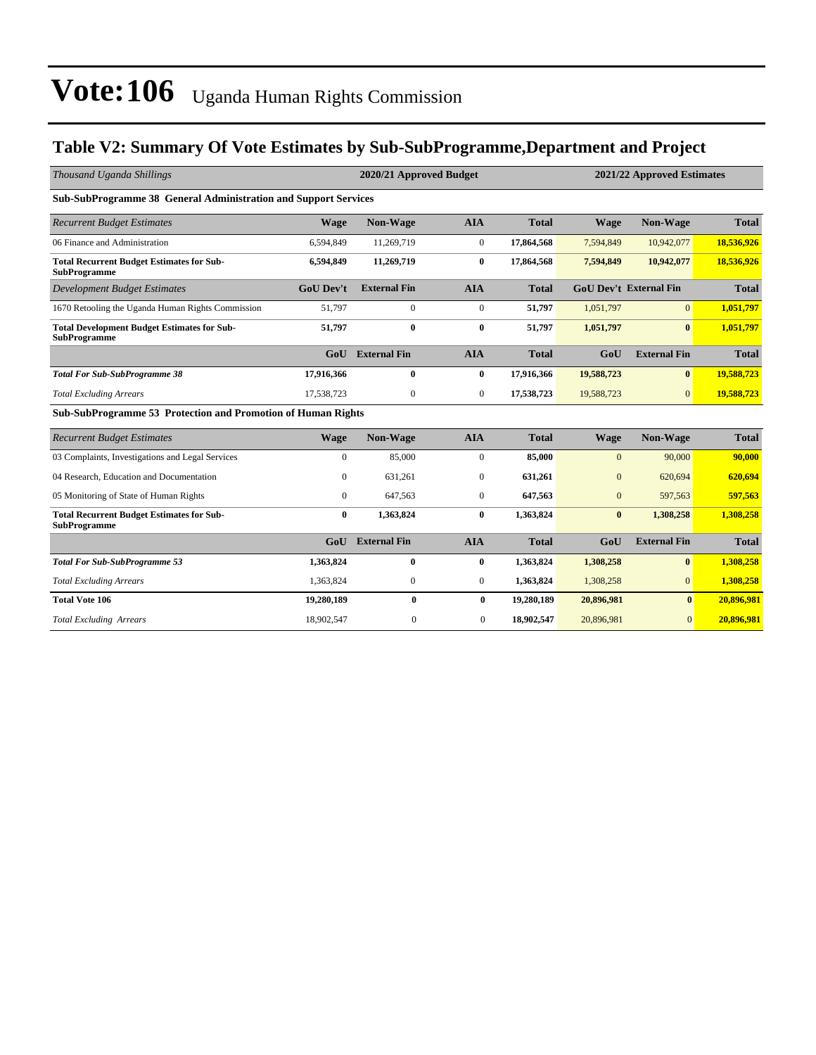# Vote:106 Uganda Human Rights Commission

## Table V2: Summary Of Vote Estimates by Sub-SubProgramme,Department and Project

| *Thousand Uganda Shillings* | 2020/21 Approved Budget | | | | 2021/22 Approved Estimates | | |
|---|---|---|---|---|---|---|---|
| **Sub-SubProgramme 38 General Administration and Support Services** | | | | | | | |
| *Recurrent Budget Estimates* | **Wage** | **Non-Wage** | **AIA** | **Total** | **Wage** | **Non-Wage** | **Total** |
| 06 Finance and Administration | 6,594,849 | 11,269,719 | 0 | **17,864,568** | 7,594,849 | 10,942,077 | **18,536,926** |
| **Total Recurrent Budget Estimates for Sub-SubProgramme** | **6,594,849** | **11,269,719** | **0** | **17,864,568** | **7,594,849** | **10,942,077** | **18,536,926** |
| *Development Budget Estimates* | **GoU Dev't** | **External Fin** | **AIA** | **Total** | **GoU Dev't** | **External Fin** | **Total** |
| 1670 Retooling the Uganda Human Rights Commission | 51,797 | 0 | 0 | **51,797** | 1,051,797 | 0 | **1,051,797** |
| **Total Development Budget Estimates for Sub-SubProgramme** | **51,797** | **0** | **0** | **51,797** | **1,051,797** | **0** | **1,051,797** |
| | **GoU** | **External Fin** | **AIA** | **Total** | **GoU** | **External Fin** | **Total** |
| ***Total For Sub-SubProgramme 38*** | **17,916,366** | **0** | **0** | **17,916,366** | **19,588,723** | **0** | **19,588,723** |
| *Total Excluding Arrears* | 17,538,723 | 0 | 0 | **17,538,723** | 19,588,723 | 0 | **19,588,723** |
| **Sub-SubProgramme 53 Protection and Promotion of Human Rights** | | | | | | | |
| *Recurrent Budget Estimates* | **Wage** | **Non-Wage** | **AIA** | **Total** | **Wage** | **Non-Wage** | **Total** |
| 03 Complaints, Investigations and Legal Services | 0 | 85,000 | 0 | **85,000** | 0 | 90,000 | **90,000** |
| 04 Research, Education and Documentation | 0 | 631,261 | 0 | **631,261** | 0 | 620,694 | **620,694** |
| 05 Monitoring of State of Human Rights | 0 | 647,563 | 0 | **647,563** | 0 | 597,563 | **597,563** |
| **Total Recurrent Budget Estimates for Sub-SubProgramme** | **0** | **1,363,824** | **0** | **1,363,824** | **0** | **1,308,258** | **1,308,258** |
| | **GoU** | **External Fin** | **AIA** | **Total** | **GoU** | **External Fin** | **Total** |
| ***Total For Sub-SubProgramme 53*** | **1,363,824** | **0** | **0** | **1,363,824** | **1,308,258** | **0** | **1,308,258** |
| *Total Excluding Arrears* | 1,363,824 | 0 | 0 | **1,363,824** | 1,308,258 | 0 | **1,308,258** |
| **Total Vote 106** | **19,280,189** | **0** | **0** | **19,280,189** | **20,896,981** | **0** | **20,896,981** |
| *Total Excluding Arrears* | 18,902,547 | 0 | 0 | **18,902,547** | 20,896,981 | 0 | **20,896,981** |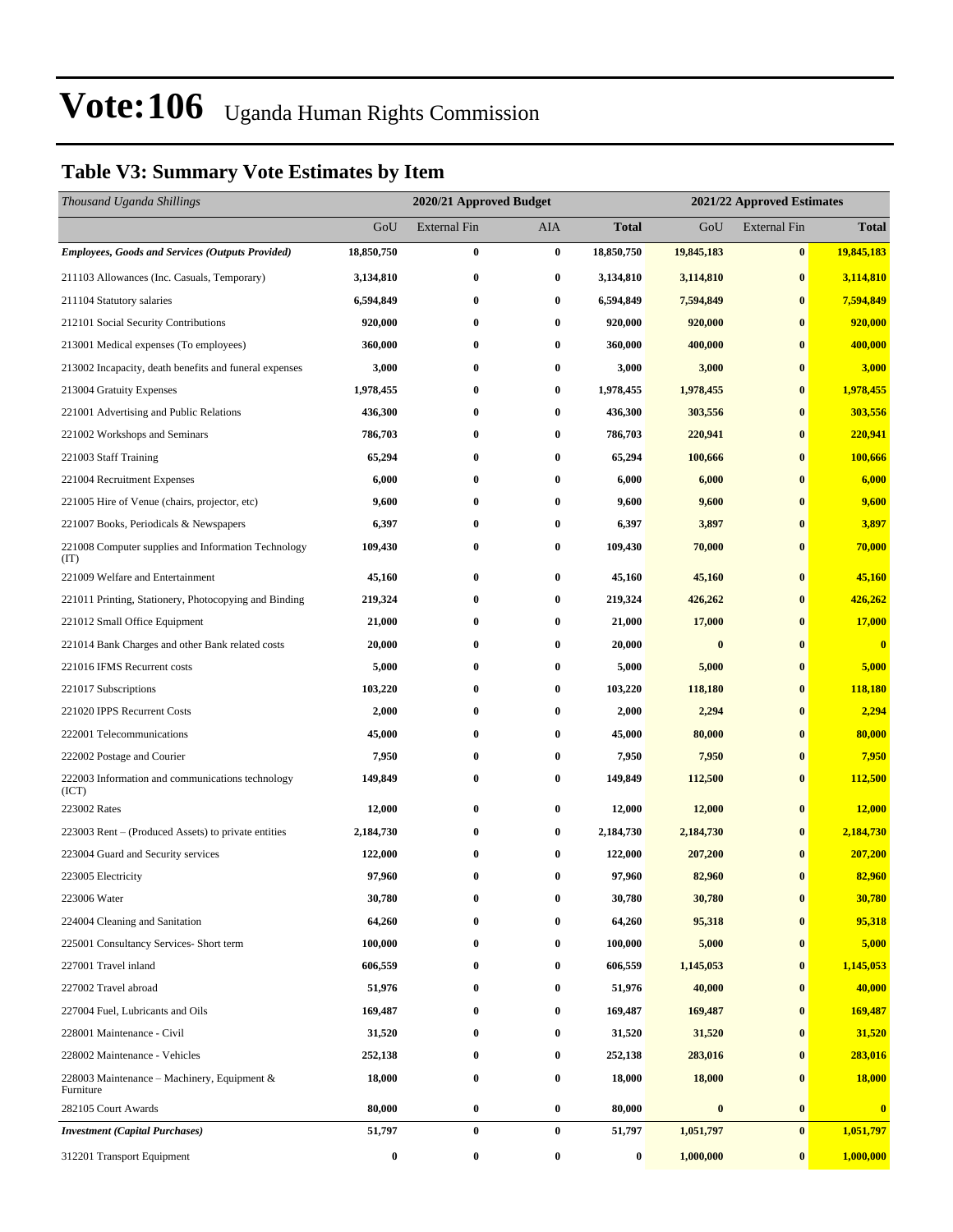# Vote:106 Uganda Human Rights Commission

## Table V3: Summary Vote Estimates by Item

| *Thousand Uganda Shillings* | 2020/21 Approved Budget | | | | 2021/22 Approved Estimates | | |
|---|---|---|---|---|---|---|---|
| | GoU | External Fin | AIA | **Total** | GoU | External Fin | **Total** |
| ***Employees, Goods and Services (Outputs Provided)*** | **18,850,750** | **0** | **0** | **18,850,750** | **19,845,183** | **0** | **19,845,183** |
| 211103 Allowances (Inc. Casuals, Temporary) | **3,134,810** | **0** | **0** | **3,134,810** | **3,114,810** | **0** | **3,114,810** |
| 211104 Statutory salaries | **6,594,849** | **0** | **0** | **6,594,849** | **7,594,849** | **0** | **7,594,849** |
| 212101 Social Security Contributions | **920,000** | **0** | **0** | **920,000** | **920,000** | **0** | **920,000** |
| 213001 Medical expenses (To employees) | **360,000** | **0** | **0** | **360,000** | **400,000** | **0** | **400,000** |
| 213002 Incapacity, death benefits and funeral expenses | **3,000** | **0** | **0** | **3,000** | **3,000** | **0** | **3,000** |
| 213004 Gratuity Expenses | **1,978,455** | **0** | **0** | **1,978,455** | **1,978,455** | **0** | **1,978,455** |
| 221001 Advertising and Public Relations | **436,300** | **0** | **0** | **436,300** | **303,556** | **0** | **303,556** |
| 221002 Workshops and Seminars | **786,703** | **0** | **0** | **786,703** | **220,941** | **0** | **220,941** |
| 221003 Staff Training | **65,294** | **0** | **0** | **65,294** | **100,666** | **0** | **100,666** |
| 221004 Recruitment Expenses | **6,000** | **0** | **0** | **6,000** | **6,000** | **0** | **6,000** |
| 221005 Hire of Venue (chairs, projector, etc) | **9,600** | **0** | **0** | **9,600** | **9,600** | **0** | **9,600** |
| 221007 Books, Periodicals & Newspapers | **6,397** | **0** | **0** | **6,397** | **3,897** | **0** | **3,897** |
| 221008 Computer supplies and Information Technology (IT) | **109,430** | **0** | **0** | **109,430** | **70,000** | **0** | **70,000** |
| 221009 Welfare and Entertainment | **45,160** | **0** | **0** | **45,160** | **45,160** | **0** | **45,160** |
| 221011 Printing, Stationery, Photocopying and Binding | **219,324** | **0** | **0** | **219,324** | **426,262** | **0** | **426,262** |
| 221012 Small Office Equipment | **21,000** | **0** | **0** | **21,000** | **17,000** | **0** | **17,000** |
| 221014 Bank Charges and other Bank related costs | **20,000** | **0** | **0** | **20,000** | **0** | **0** | **0** |
| 221016 IFMS Recurrent costs | **5,000** | **0** | **0** | **5,000** | **5,000** | **0** | **5,000** |
| 221017 Subscriptions | **103,220** | **0** | **0** | **103,220** | **118,180** | **0** | **118,180** |
| 221020 IPPS Recurrent Costs | **2,000** | **0** | **0** | **2,000** | **2,294** | **0** | **2,294** |
| 222001 Telecommunications | **45,000** | **0** | **0** | **45,000** | **80,000** | **0** | **80,000** |
| 222002 Postage and Courier | **7,950** | **0** | **0** | **7,950** | **7,950** | **0** | **7,950** |
| 222003 Information and communications technology (ICT) | **149,849** | **0** | **0** | **149,849** | **112,500** | **0** | **112,500** |
| 223002 Rates | **12,000** | **0** | **0** | **12,000** | **12,000** | **0** | **12,000** |
| 223003 Rent – (Produced Assets) to private entities | **2,184,730** | **0** | **0** | **2,184,730** | **2,184,730** | **0** | **2,184,730** |
| 223004 Guard and Security services | **122,000** | **0** | **0** | **122,000** | **207,200** | **0** | **207,200** |
| 223005 Electricity | **97,960** | **0** | **0** | **97,960** | **82,960** | **0** | **82,960** |
| 223006 Water | **30,780** | **0** | **0** | **30,780** | **30,780** | **0** | **30,780** |
| 224004 Cleaning and Sanitation | **64,260** | **0** | **0** | **64,260** | **95,318** | **0** | **95,318** |
| 225001 Consultancy Services- Short term | **100,000** | **0** | **0** | **100,000** | **5,000** | **0** | **5,000** |
| 227001 Travel inland | **606,559** | **0** | **0** | **606,559** | **1,145,053** | **0** | **1,145,053** |
| 227002 Travel abroad | **51,976** | **0** | **0** | **51,976** | **40,000** | **0** | **40,000** |
| 227004 Fuel, Lubricants and Oils | **169,487** | **0** | **0** | **169,487** | **169,487** | **0** | **169,487** |
| 228001 Maintenance - Civil | **31,520** | **0** | **0** | **31,520** | **31,520** | **0** | **31,520** |
| 228002 Maintenance - Vehicles | **252,138** | **0** | **0** | **252,138** | **283,016** | **0** | **283,016** |
| 228003 Maintenance – Machinery, Equipment & Furniture | **18,000** | **0** | **0** | **18,000** | **18,000** | **0** | **18,000** |
| 282105 Court Awards | **80,000** | **0** | **0** | **80,000** | **0** | **0** | **0** |
| ***Investment (Capital Purchases)*** | **51,797** | **0** | **0** | **51,797** | **1,051,797** | **0** | **1,051,797** |
| 312201 Transport Equipment | **0** | **0** | **0** | **0** | **1,000,000** | **0** | **1,000,000** |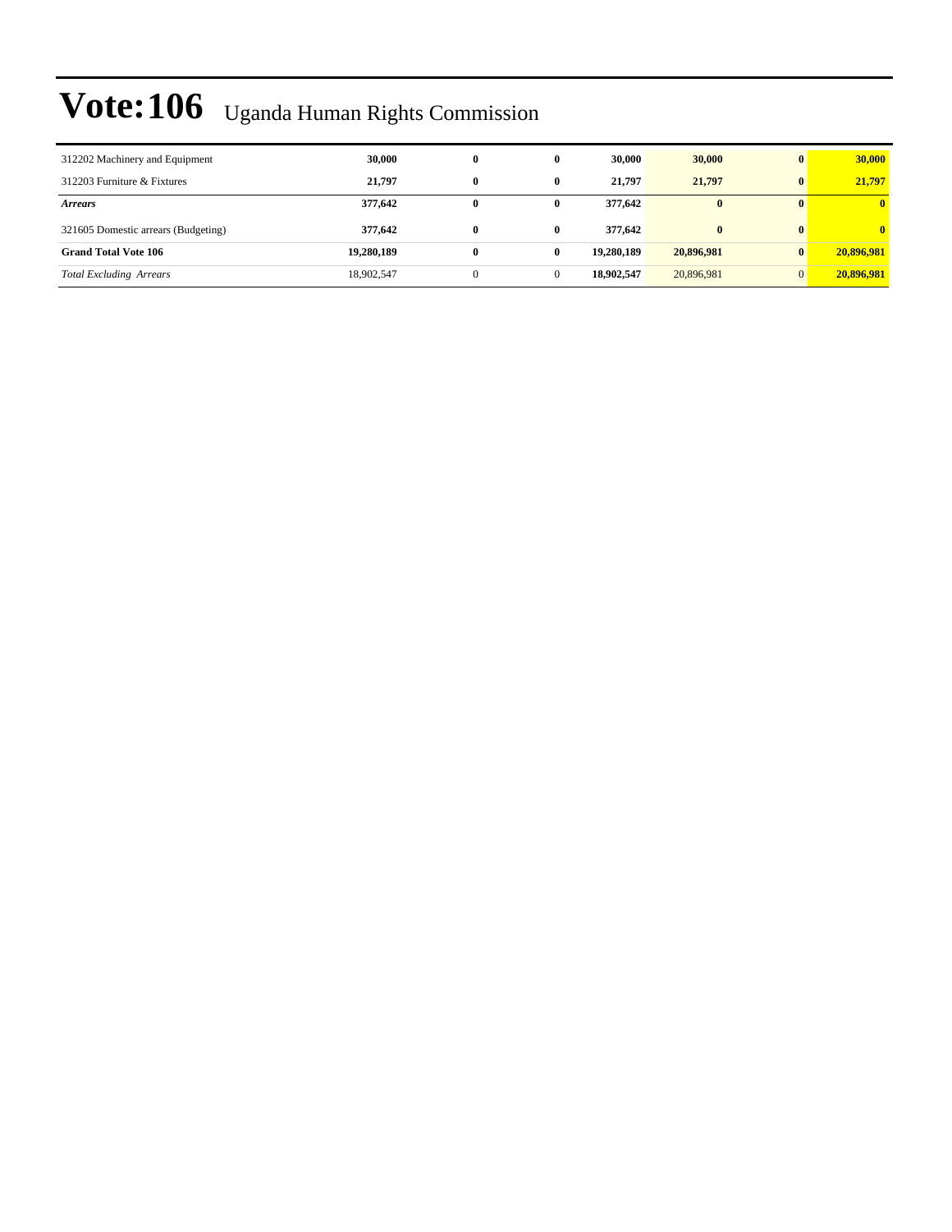# Vote:106 Uganda Human Rights Commission

| | | | | | | | |
|---|---|---|---|---|---|---|---|
| 312202 Machinery and Equipment | **30,000** | **0** | **0** | **30,000** | **30,000** | **0** | **30,000** |
| 312203 Furniture & Fixtures | **21,797** | **0** | **0** | **21,797** | **21,797** | **0** | **21,797** |
| ***Arrears*** | **377,642** | **0** | **0** | **377,642** | **0** | **0** | **0** |
| 321605 Domestic arrears (Budgeting) | **377,642** | **0** | **0** | **377,642** | **0** | **0** | **0** |
| **Grand Total Vote 106** | **19,280,189** | **0** | **0** | **19,280,189** | **20,896,981** | **0** | **20,896,981** |
| *Total Excluding Arrears* | 18,902,547 | 0 | 0 | **18,902,547** | 20,896,981 | 0 | **20,896,981** |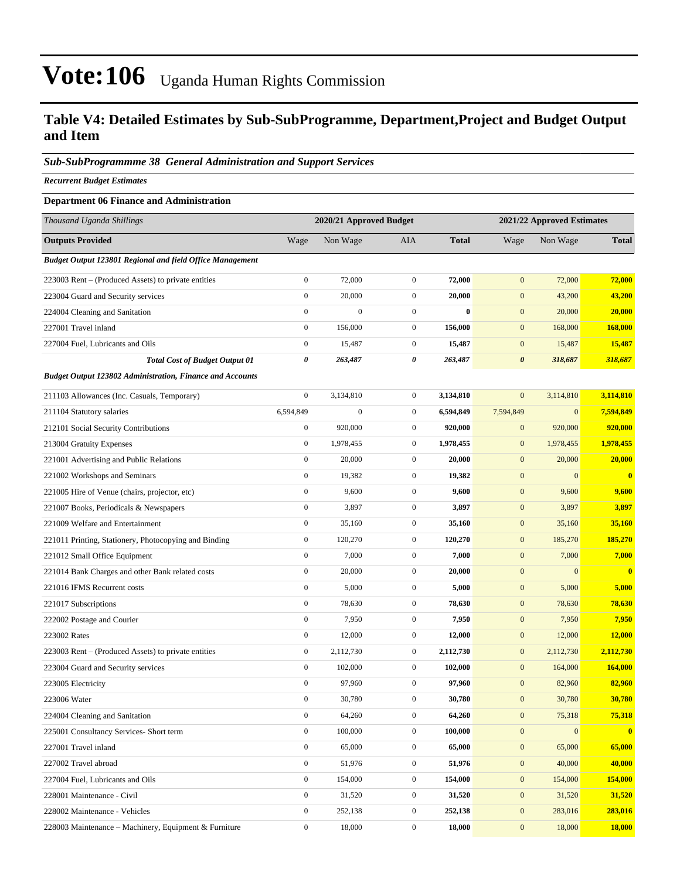# Vote:106 Uganda Human Rights Commission

## Table V4: Detailed Estimates by Sub-SubProgramme, Department,Project and Budget Output and Item

### *Sub-SubProgrammme 38 General Administration and Support Services*

***Recurrent Budget Estimates***

**Department 06 Finance and Administration**

| *Thousand Uganda Shillings* | 2020/21 Approved Budget | | | | 2021/22 Approved Estimates | | |
|---|---|---|---|---|---|---|---|
| **Outputs Provided** | Wage | Non Wage | AIA | **Total** | Wage | Non Wage | **Total** |
| ***Budget Output 123801 Regional and field Office Management*** | | | | | | | |
| 223003 Rent – (Produced Assets) to private entities | 0 | 72,000 | 0 | **72,000** | 0 | 72,000 | **72,000** |
| 223004 Guard and Security services | 0 | 20,000 | 0 | **20,000** | 0 | 43,200 | **43,200** |
| 224004 Cleaning and Sanitation | 0 | 0 | 0 | **0** | 0 | 20,000 | **20,000** |
| 227001 Travel inland | 0 | 156,000 | 0 | **156,000** | 0 | 168,000 | **168,000** |
| 227004 Fuel, Lubricants and Oils | 0 | 15,487 | 0 | **15,487** | 0 | 15,487 | **15,487** |
| ***Total Cost of Budget Output 01*** | ***0*** | ***263,487*** | ***0*** | ***263,487*** | ***0*** | ***318,687*** | ***318,687*** |
| ***Budget Output 123802 Administration, Finance and Accounts*** | | | | | | | |
| 211103 Allowances (Inc. Casuals, Temporary) | 0 | 3,134,810 | 0 | **3,134,810** | 0 | 3,114,810 | **3,114,810** |
| 211104 Statutory salaries | 6,594,849 | 0 | 0 | **6,594,849** | 7,594,849 | 0 | **7,594,849** |
| 212101 Social Security Contributions | 0 | 920,000 | 0 | **920,000** | 0 | 920,000 | **920,000** |
| 213004 Gratuity Expenses | 0 | 1,978,455 | 0 | **1,978,455** | 0 | 1,978,455 | **1,978,455** |
| 221001 Advertising and Public Relations | 0 | 20,000 | 0 | **20,000** | 0 | 20,000 | **20,000** |
| 221002 Workshops and Seminars | 0 | 19,382 | 0 | **19,382** | 0 | 0 | **0** |
| 221005 Hire of Venue (chairs, projector, etc) | 0 | 9,600 | 0 | **9,600** | 0 | 9,600 | **9,600** |
| 221007 Books, Periodicals & Newspapers | 0 | 3,897 | 0 | **3,897** | 0 | 3,897 | **3,897** |
| 221009 Welfare and Entertainment | 0 | 35,160 | 0 | **35,160** | 0 | 35,160 | **35,160** |
| 221011 Printing, Stationery, Photocopying and Binding | 0 | 120,270 | 0 | **120,270** | 0 | 185,270 | **185,270** |
| 221012 Small Office Equipment | 0 | 7,000 | 0 | **7,000** | 0 | 7,000 | **7,000** |
| 221014 Bank Charges and other Bank related costs | 0 | 20,000 | 0 | **20,000** | 0 | 0 | **0** |
| 221016 IFMS Recurrent costs | 0 | 5,000 | 0 | **5,000** | 0 | 5,000 | **5,000** |
| 221017 Subscriptions | 0 | 78,630 | 0 | **78,630** | 0 | 78,630 | **78,630** |
| 222002 Postage and Courier | 0 | 7,950 | 0 | **7,950** | 0 | 7,950 | **7,950** |
| 223002 Rates | 0 | 12,000 | 0 | **12,000** | 0 | 12,000 | **12,000** |
| 223003 Rent – (Produced Assets) to private entities | 0 | 2,112,730 | 0 | **2,112,730** | 0 | 2,112,730 | **2,112,730** |
| 223004 Guard and Security services | 0 | 102,000 | 0 | **102,000** | 0 | 164,000 | **164,000** |
| 223005 Electricity | 0 | 97,960 | 0 | **97,960** | 0 | 82,960 | **82,960** |
| 223006 Water | 0 | 30,780 | 0 | **30,780** | 0 | 30,780 | **30,780** |
| 224004 Cleaning and Sanitation | 0 | 64,260 | 0 | **64,260** | 0 | 75,318 | **75,318** |
| 225001 Consultancy Services- Short term | 0 | 100,000 | 0 | **100,000** | 0 | 0 | **0** |
| 227001 Travel inland | 0 | 65,000 | 0 | **65,000** | 0 | 65,000 | **65,000** |
| 227002 Travel abroad | 0 | 51,976 | 0 | **51,976** | 0 | 40,000 | **40,000** |
| 227004 Fuel, Lubricants and Oils | 0 | 154,000 | 0 | **154,000** | 0 | 154,000 | **154,000** |
| 228001 Maintenance - Civil | 0 | 31,520 | 0 | **31,520** | 0 | 31,520 | **31,520** |
| 228002 Maintenance - Vehicles | 0 | 252,138 | 0 | **252,138** | 0 | 283,016 | **283,016** |
| 228003 Maintenance – Machinery, Equipment & Furniture | 0 | 18,000 | 0 | **18,000** | 0 | 18,000 | **18,000** |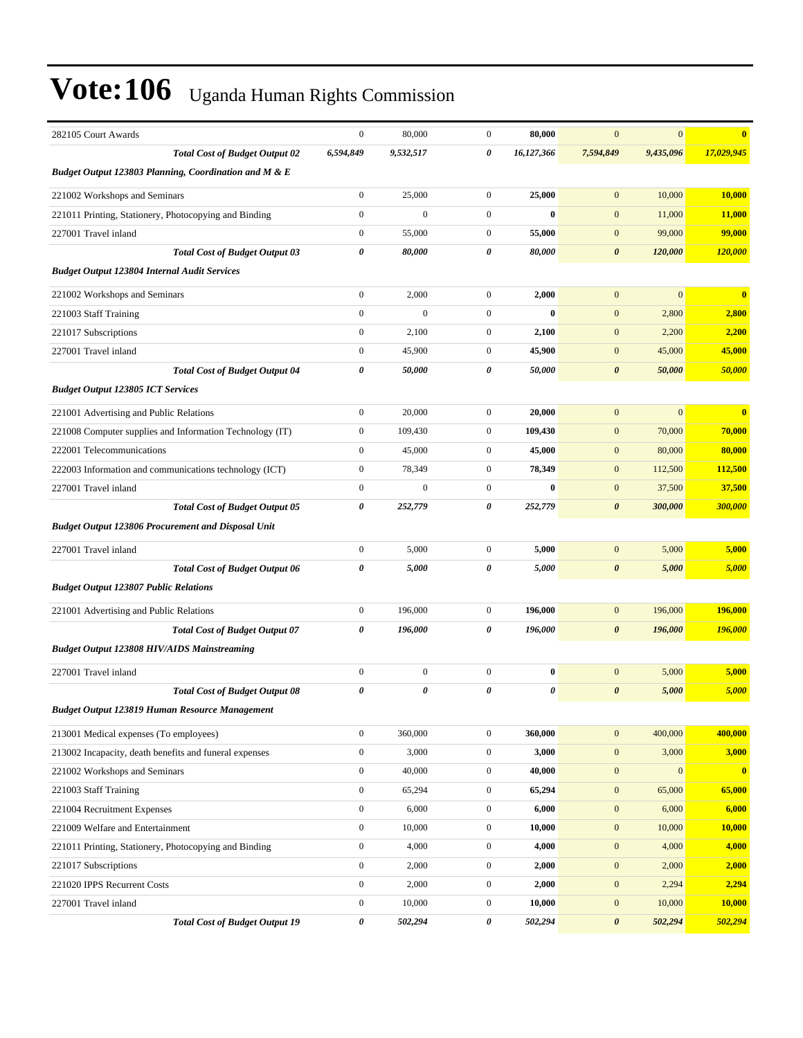# Vote:106 Uganda Human Rights Commission

| | | | | | | | |
|---|---|---|---|---|---|---|---|
| 282105 Court Awards | 0 | 80,000 | 0 | **80,000** | 0 | 0 | **0** |
| ***Total Cost of Budget Output 02*** | ***6,594,849*** | ***9,532,517*** | ***0*** | ***16,127,366*** | ***7,594,849*** | ***9,435,096*** | ***17,029,945*** |
| ***Budget Output 123803 Planning, Coordination and M & E*** | | | | | | | |
| 221002 Workshops and Seminars | 0 | 25,000 | 0 | **25,000** | 0 | 10,000 | **10,000** |
| 221011 Printing, Stationery, Photocopying and Binding | 0 | 0 | 0 | **0** | 0 | 11,000 | **11,000** |
| 227001 Travel inland | 0 | 55,000 | 0 | **55,000** | 0 | 99,000 | **99,000** |
| ***Total Cost of Budget Output 03*** | ***0*** | ***80,000*** | ***0*** | ***80,000*** | ***0*** | ***120,000*** | ***120,000*** |
| ***Budget Output 123804 Internal Audit Services*** | | | | | | | |
| 221002 Workshops and Seminars | 0 | 2,000 | 0 | **2,000** | 0 | 0 | **0** |
| 221003 Staff Training | 0 | 0 | 0 | **0** | 0 | 2,800 | **2,800** |
| 221017 Subscriptions | 0 | 2,100 | 0 | **2,100** | 0 | 2,200 | **2,200** |
| 227001 Travel inland | 0 | 45,900 | 0 | **45,900** | 0 | 45,000 | **45,000** |
| ***Total Cost of Budget Output 04*** | ***0*** | ***50,000*** | ***0*** | ***50,000*** | ***0*** | ***50,000*** | ***50,000*** |
| ***Budget Output 123805 ICT Services*** | | | | | | | |
| 221001 Advertising and Public Relations | 0 | 20,000 | 0 | **20,000** | 0 | 0 | **0** |
| 221008 Computer supplies and Information Technology (IT) | 0 | 109,430 | 0 | **109,430** | 0 | 70,000 | **70,000** |
| 222001 Telecommunications | 0 | 45,000 | 0 | **45,000** | 0 | 80,000 | **80,000** |
| 222003 Information and communications technology (ICT) | 0 | 78,349 | 0 | **78,349** | 0 | 112,500 | **112,500** |
| 227001 Travel inland | 0 | 0 | 0 | **0** | 0 | 37,500 | **37,500** |
| ***Total Cost of Budget Output 05*** | ***0*** | ***252,779*** | ***0*** | ***252,779*** | ***0*** | ***300,000*** | ***300,000*** |
| ***Budget Output 123806 Procurement and Disposal Unit*** | | | | | | | |
| 227001 Travel inland | 0 | 5,000 | 0 | **5,000** | 0 | 5,000 | **5,000** |
| ***Total Cost of Budget Output 06*** | ***0*** | ***5,000*** | ***0*** | ***5,000*** | ***0*** | ***5,000*** | ***5,000*** |
| ***Budget Output 123807 Public Relations*** | | | | | | | |
| 221001 Advertising and Public Relations | 0 | 196,000 | 0 | **196,000** | 0 | 196,000 | **196,000** |
| ***Total Cost of Budget Output 07*** | ***0*** | ***196,000*** | ***0*** | ***196,000*** | ***0*** | ***196,000*** | ***196,000*** |
| ***Budget Output 123808 HIV/AIDS Mainstreaming*** | | | | | | | |
| 227001 Travel inland | 0 | 0 | 0 | **0** | 0 | 5,000 | **5,000** |
| ***Total Cost of Budget Output 08*** | ***0*** | ***0*** | ***0*** | ***0*** | ***0*** | ***5,000*** | ***5,000*** |
| ***Budget Output 123819 Human Resource Management*** | | | | | | | |
| 213001 Medical expenses (To employees) | 0 | 360,000 | 0 | **360,000** | 0 | 400,000 | **400,000** |
| 213002 Incapacity, death benefits and funeral expenses | 0 | 3,000 | 0 | **3,000** | 0 | 3,000 | **3,000** |
| 221002 Workshops and Seminars | 0 | 40,000 | 0 | **40,000** | 0 | 0 | **0** |
| 221003 Staff Training | 0 | 65,294 | 0 | **65,294** | 0 | 65,000 | **65,000** |
| 221004 Recruitment Expenses | 0 | 6,000 | 0 | **6,000** | 0 | 6,000 | **6,000** |
| 221009 Welfare and Entertainment | 0 | 10,000 | 0 | **10,000** | 0 | 10,000 | **10,000** |
| 221011 Printing, Stationery, Photocopying and Binding | 0 | 4,000 | 0 | **4,000** | 0 | 4,000 | **4,000** |
| 221017 Subscriptions | 0 | 2,000 | 0 | **2,000** | 0 | 2,000 | **2,000** |
| 221020 IPPS Recurrent Costs | 0 | 2,000 | 0 | **2,000** | 0 | 2,294 | **2,294** |
| 227001 Travel inland | 0 | 10,000 | 0 | **10,000** | 0 | 10,000 | **10,000** |
| ***Total Cost of Budget Output 19*** | ***0*** | ***502,294*** | ***0*** | ***502,294*** | ***0*** | ***502,294*** | ***502,294*** |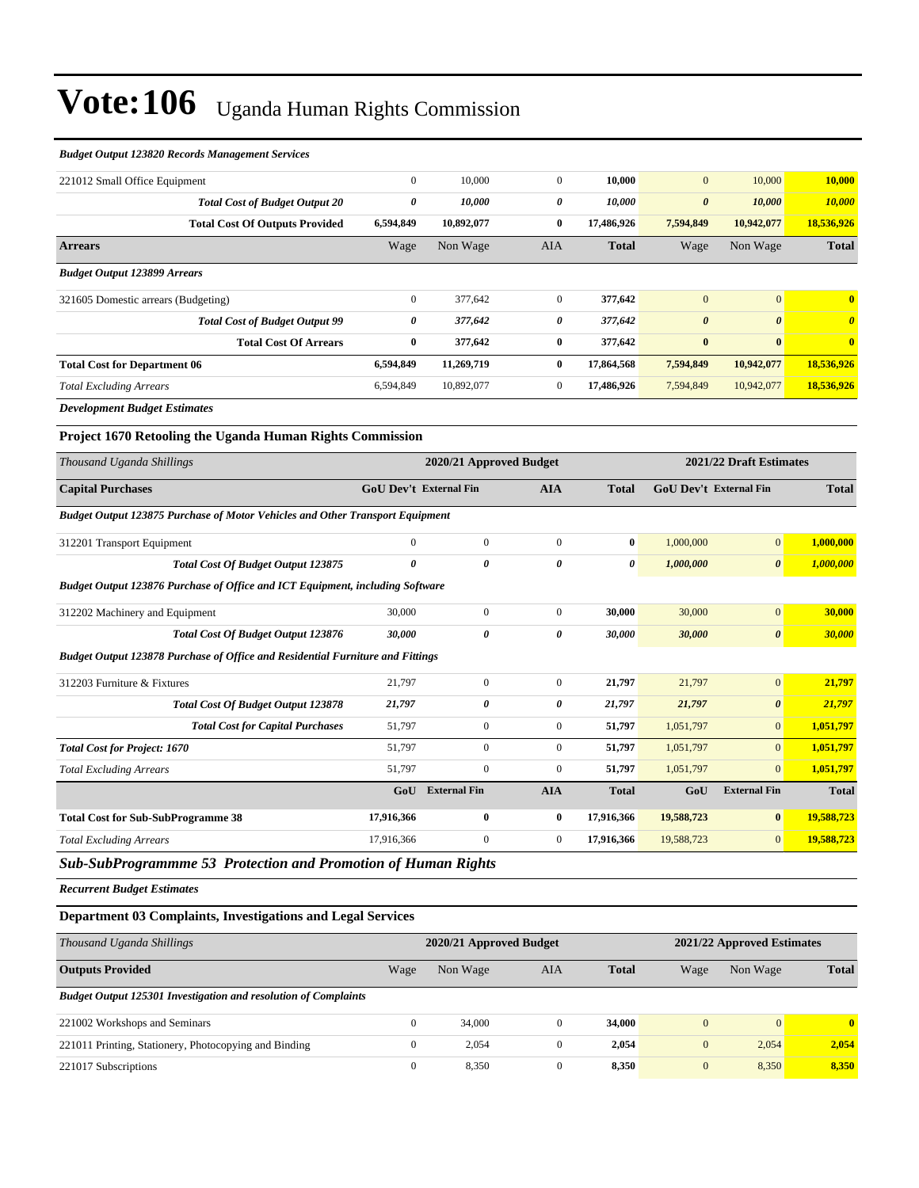# Vote:106 Uganda Human Rights Commission

| | | | | | | | |
|---|---|---|---|---|---|---|---|
| ***Budget Output 123820 Records Management Services*** | | | | | | | |
| 221012 Small Office Equipment | 0 | 10,000 | 0 | **10,000** | 0 | 10,000 | **10,000** |
| ***Total Cost of Budget Output 20*** | ***0*** | ***10,000*** | ***0*** | ***10,000*** | ***0*** | ***10,000*** | ***10,000*** |
| **Total Cost Of Outputs Provided** | **6,594,849** | **10,892,077** | **0** | **17,486,926** | **7,594,849** | **10,942,077** | **18,536,926** |
| **Arrears** | Wage | Non Wage | AIA | **Total** | Wage | Non Wage | **Total** |
| ***Budget Output 123899 Arrears*** | | | | | | | |
| 321605 Domestic arrears (Budgeting) | 0 | 377,642 | 0 | **377,642** | 0 | 0 | **0** |
| ***Total Cost of Budget Output 99*** | ***0*** | ***377,642*** | ***0*** | ***377,642*** | ***0*** | ***0*** | ***0*** |
| **Total Cost Of Arrears** | **0** | **377,642** | **0** | **377,642** | **0** | **0** | **0** |
| **Total Cost for Department 06** | **6,594,849** | **11,269,719** | **0** | **17,864,568** | **7,594,849** | **10,942,077** | **18,536,926** |
| *Total Excluding Arrears* | 6,594,849 | 10,892,077 | 0 | **17,486,926** | 7,594,849 | 10,942,077 | **18,536,926** |

***Development Budget Estimates***

### Project 1670 Retooling the Uganda Human Rights Commission

| *Thousand Uganda Shillings* | 2020/21 Approved Budget | | | | 2021/22 Draft Estimates | | |
|---|---|---|---|---|---|---|---|
| **Capital Purchases** | **GoU Dev't** | **External Fin** | **AIA** | **Total** | **GoU Dev't** | **External Fin** | **Total** |
| ***Budget Output 123875 Purchase of Motor Vehicles and Other Transport Equipment*** | | | | | | | |
| 312201 Transport Equipment | 0 | 0 | 0 | **0** | 1,000,000 | 0 | **1,000,000** |
| ***Total Cost Of Budget Output 123875*** | ***0*** | ***0*** | ***0*** | ***0*** | ***1,000,000*** | ***0*** | ***1,000,000*** |
| ***Budget Output 123876 Purchase of Office and ICT Equipment, including Software*** | | | | | | | |
| 312202 Machinery and Equipment | 30,000 | 0 | 0 | **30,000** | 30,000 | 0 | **30,000** |
| ***Total Cost Of Budget Output 123876*** | ***30,000*** | ***0*** | ***0*** | ***30,000*** | ***30,000*** | ***0*** | ***30,000*** |
| ***Budget Output 123878 Purchase of Office and Residential Furniture and Fittings*** | | | | | | | |
| 312203 Furniture & Fixtures | 21,797 | 0 | 0 | **21,797** | 21,797 | 0 | **21,797** |
| ***Total Cost Of Budget Output 123878*** | ***21,797*** | ***0*** | ***0*** | ***21,797*** | ***21,797*** | ***0*** | ***21,797*** |
| ***Total Cost for Capital Purchases*** | 51,797 | 0 | 0 | **51,797** | 1,051,797 | 0 | **1,051,797** |
| ***Total Cost for Project: 1670*** | 51,797 | 0 | 0 | **51,797** | 1,051,797 | 0 | **1,051,797** |
| *Total Excluding Arrears* | 51,797 | 0 | 0 | **51,797** | 1,051,797 | 0 | **1,051,797** |
| | **GoU** | **External Fin** | **AIA** | **Total** | **GoU** | **External Fin** | **Total** |
| **Total Cost for Sub-SubProgramme 38** | **17,916,366** | **0** | **0** | **17,916,366** | **19,588,723** | **0** | **19,588,723** |
| *Total Excluding Arrears* | 17,916,366 | 0 | 0 | **17,916,366** | 19,588,723 | 0 | **19,588,723** |

## *Sub-SubProgrammme 53 Protection and Promotion of Human Rights*

***Recurrent Budget Estimates***

### Department 03 Complaints, Investigations and Legal Services

| *Thousand Uganda Shillings* | 2020/21 Approved Budget | | | | 2021/22 Approved Estimates | | |
|---|---|---|---|---|---|---|---|
| **Outputs Provided** | Wage | Non Wage | AIA | **Total** | Wage | Non Wage | **Total** |
| ***Budget Output 125301 Investigation and resolution of Complaints*** | | | | | | | |
| 221002 Workshops and Seminars | 0 | 34,000 | 0 | **34,000** | 0 | 0 | **0** |
| 221011 Printing, Stationery, Photocopying and Binding | 0 | 2,054 | 0 | **2,054** | 0 | 2,054 | **2,054** |
| 221017 Subscriptions | 0 | 8,350 | 0 | **8,350** | 0 | 8,350 | **8,350** |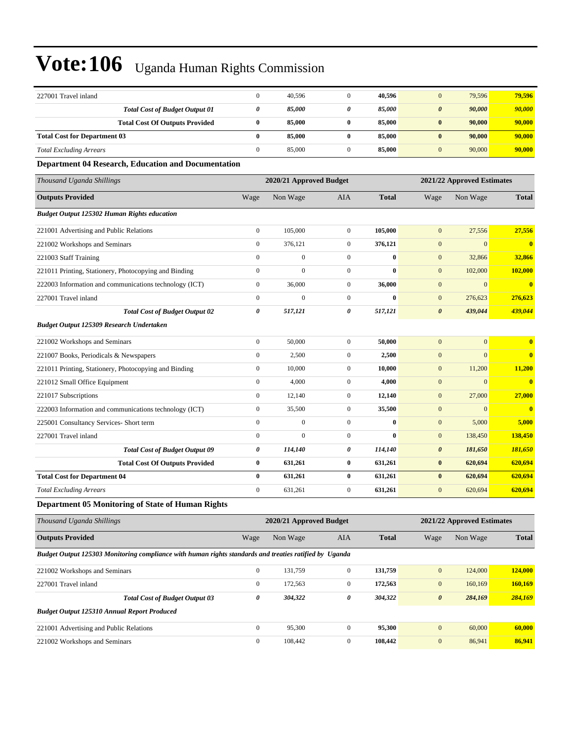# Vote:106 Uganda Human Rights Commission

| | | | | | | | |
|---|---|---|---|---|---|---|---|
| 227001 Travel inland | 0 | 40,596 | 0 | **40,596** | 0 | 79,596 | **79,596** |
| ***Total Cost of Budget Output 01*** | ***0*** | ***85,000*** | ***0*** | ***85,000*** | ***0*** | ***90,000*** | ***90,000*** |
| **Total Cost Of Outputs Provided** | **0** | **85,000** | **0** | **85,000** | **0** | **90,000** | **90,000** |
| **Total Cost for Department 03** | **0** | **85,000** | **0** | **85,000** | **0** | **90,000** | **90,000** |
| *Total Excluding Arrears* | 0 | 85,000 | 0 | **85,000** | 0 | 90,000 | **90,000** |

### Department 04 Research, Education and Documentation

| *Thousand Uganda Shillings* | 2020/21 Approved Budget | | | | 2021/22 Approved Estimates | | |
|---|---|---|---|---|---|---|---|
| **Outputs Provided** | Wage | Non Wage | AIA | **Total** | Wage | Non Wage | **Total** |
| ***Budget Output 125302 Human Rights education*** | | | | | | | |
| 221001 Advertising and Public Relations | 0 | 105,000 | 0 | **105,000** | 0 | 27,556 | **27,556** |
| 221002 Workshops and Seminars | 0 | 376,121 | 0 | **376,121** | 0 | 0 | **0** |
| 221003 Staff Training | 0 | 0 | 0 | **0** | 0 | 32,866 | **32,866** |
| 221011 Printing, Stationery, Photocopying and Binding | 0 | 0 | 0 | **0** | 0 | 102,000 | **102,000** |
| 222003 Information and communications technology (ICT) | 0 | 36,000 | 0 | **36,000** | 0 | 0 | **0** |
| 227001 Travel inland | 0 | 0 | 0 | **0** | 0 | 276,623 | **276,623** |
| ***Total Cost of Budget Output 02*** | ***0*** | ***517,121*** | ***0*** | ***517,121*** | ***0*** | ***439,044*** | ***439,044*** |
| ***Budget Output 125309 Research Undertaken*** | | | | | | | |
| 221002 Workshops and Seminars | 0 | 50,000 | 0 | **50,000** | 0 | 0 | **0** |
| 221007 Books, Periodicals & Newspapers | 0 | 2,500 | 0 | **2,500** | 0 | 0 | **0** |
| 221011 Printing, Stationery, Photocopying and Binding | 0 | 10,000 | 0 | **10,000** | 0 | 11,200 | **11,200** |
| 221012 Small Office Equipment | 0 | 4,000 | 0 | **4,000** | 0 | 0 | **0** |
| 221017 Subscriptions | 0 | 12,140 | 0 | **12,140** | 0 | 27,000 | **27,000** |
| 222003 Information and communications technology (ICT) | 0 | 35,500 | 0 | **35,500** | 0 | 0 | **0** |
| 225001 Consultancy Services- Short term | 0 | 0 | 0 | **0** | 0 | 5,000 | **5,000** |
| 227001 Travel inland | 0 | 0 | 0 | **0** | 0 | 138,450 | **138,450** |
| ***Total Cost of Budget Output 09*** | ***0*** | ***114,140*** | ***0*** | ***114,140*** | ***0*** | ***181,650*** | ***181,650*** |
| **Total Cost Of Outputs Provided** | **0** | **631,261** | **0** | **631,261** | **0** | **620,694** | **620,694** |
| **Total Cost for Department 04** | **0** | **631,261** | **0** | **631,261** | **0** | **620,694** | **620,694** |
| *Total Excluding Arrears* | 0 | 631,261 | 0 | **631,261** | 0 | 620,694 | **620,694** |

### Department 05 Monitoring of State of Human Rights

| *Thousand Uganda Shillings* | 2020/21 Approved Budget | | | | 2021/22 Approved Estimates | | |
|---|---|---|---|---|---|---|---|
| **Outputs Provided** | Wage | Non Wage | AIA | **Total** | Wage | Non Wage | **Total** |
| ***Budget Output 125303 Monitoring compliance with human rights standards and treaties ratified by Uganda*** | | | | | | | |
| 221002 Workshops and Seminars | 0 | 131,759 | 0 | **131,759** | 0 | 124,000 | **124,000** |
| 227001 Travel inland | 0 | 172,563 | 0 | **172,563** | 0 | 160,169 | **160,169** |
| ***Total Cost of Budget Output 03*** | ***0*** | ***304,322*** | ***0*** | ***304,322*** | ***0*** | ***284,169*** | ***284,169*** |
| ***Budget Output 125310 Annual Report Produced*** | | | | | | | |
| 221001 Advertising and Public Relations | 0 | 95,300 | 0 | **95,300** | 0 | 60,000 | **60,000** |
| 221002 Workshops and Seminars | 0 | 108,442 | 0 | **108,442** | 0 | 86,941 | **86,941** |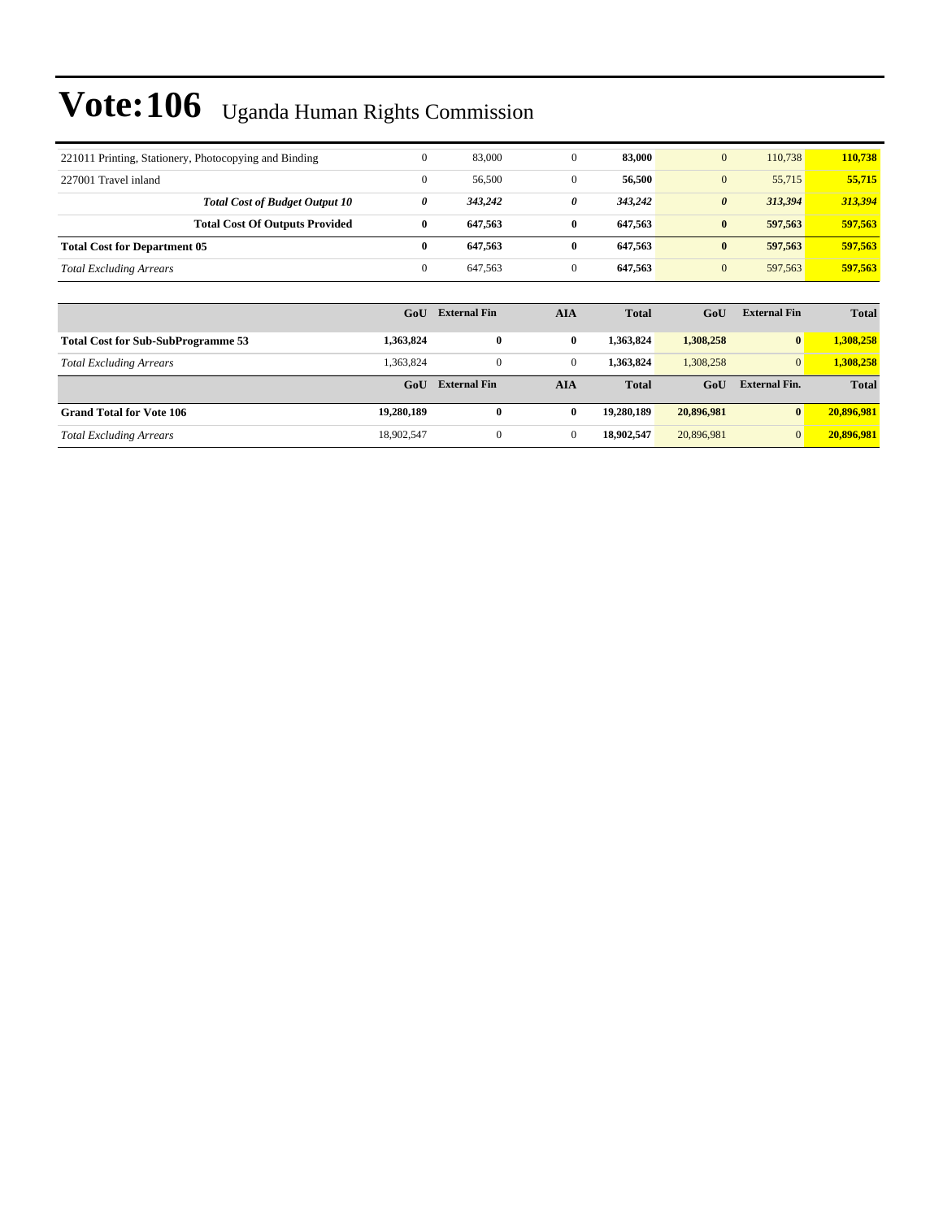# Vote:106 Uganda Human Rights Commission

| | | | | | | | |
|---|---|---|---|---|---|---|---|
| 221011 Printing, Stationery, Photocopying and Binding | 0 | 83,000 | 0 | **83,000** | 0 | 110,738 | **110,738** |
| 227001 Travel inland | 0 | 56,500 | 0 | **56,500** | 0 | 55,715 | **55,715** |
| ***Total Cost of Budget Output 10*** | ***0*** | ***343,242*** | ***0*** | ***343,242*** | ***0*** | ***313,394*** | ***313,394*** |
| **Total Cost Of Outputs Provided** | **0** | **647,563** | **0** | **647,563** | **0** | **597,563** | **597,563** |
| **Total Cost for Department 05** | **0** | **647,563** | **0** | **647,563** | **0** | **597,563** | **597,563** |
| *Total Excluding Arrears* | 0 | 647,563 | 0 | **647,563** | 0 | 597,563 | **597,563** |

| | GoU | External Fin | AIA | Total | GoU | External Fin | Total |
|---|---|---|---|---|---|---|---|
| **Total Cost for Sub-SubProgramme 53** | **1,363,824** | **0** | **0** | **1,363,824** | **1,308,258** | **0** | **1,308,258** |
| *Total Excluding Arrears* | 1,363,824 | 0 | 0 | **1,363,824** | 1,308,258 | 0 | **1,308,258** |
| | **GoU** | **External Fin** | **AIA** | **Total** | **GoU** | **External Fin.** | **Total** |
| **Grand Total for Vote 106** | **19,280,189** | **0** | **0** | **19,280,189** | **20,896,981** | **0** | **20,896,981** |
| *Total Excluding Arrears* | 18,902,547 | 0 | 0 | **18,902,547** | 20,896,981 | 0 | **20,896,981** |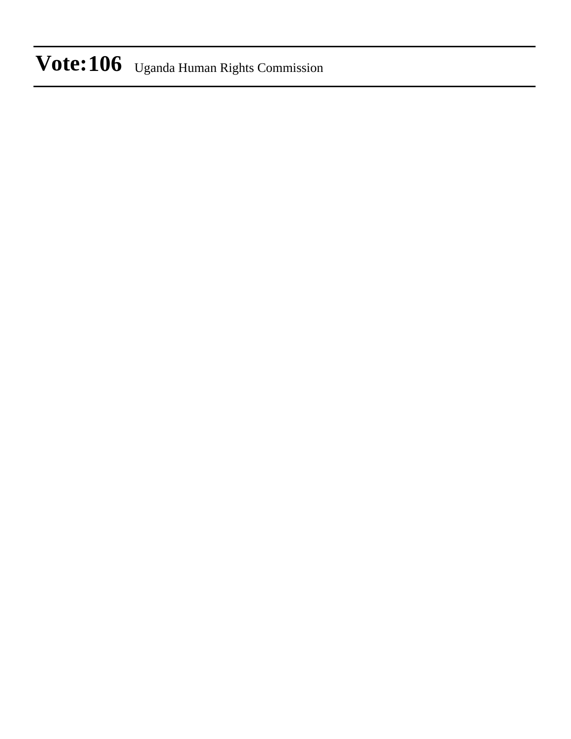# Vote:106 Uganda Human Rights Commission